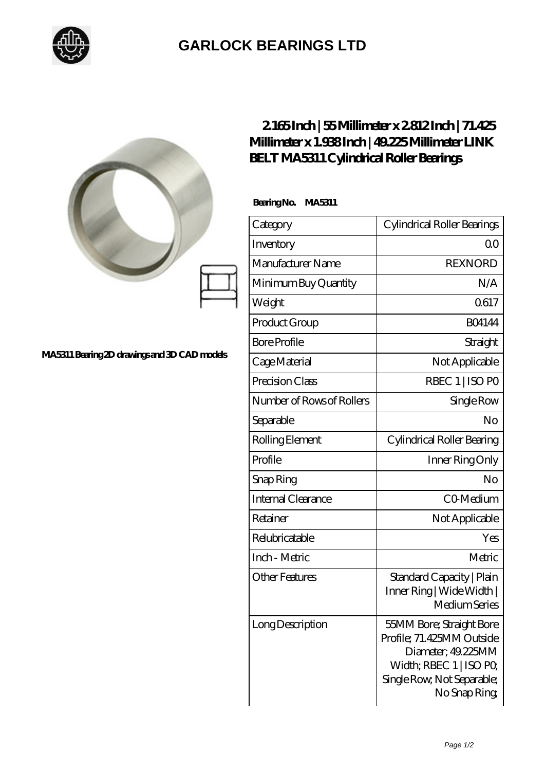# GARLOCK BEARINGS LTD

MA5311 Bearing 2D drawings and 3D CAD models

## 2.165 Inch | 55 Millimeter x 2.812 Inch | 71.425 Millimeter x 1.938 Inch | 49.225 Millimeter LINK BELT MA5311 Cylindrical Roller Bearings

**Bearing No. MA5311**

| Category | Cylindrical Roller Bearings |
|---|---|
| Inventory | 0.0 |
| Manufacturer Name | REXNORD |
| Minimum Buy Quantity | N/A |
| Weight | 0.617 |
| Product Group | B04144 |
| Bore Profile | Straight |
| Cage Material | Not Applicable |
| Precision Class | RBEC 1 \| ISO P0 |
| Number of Rows of Rollers | Single Row |
| Separable | No |
| Rolling Element | Cylindrical Roller Bearing |
| Profile | Inner Ring Only |
| Snap Ring | No |
| Internal Clearance | C0-Medium |
| Retainer | Not Applicable |
| Relubricatable | Yes |
| Inch - Metric | Metric |
| Other Features | Standard Capacity \| Plain Inner Ring \| Wide Width \| Medium Series |
| Long Description | 55MM Bore; Straight Bore Profile; 71.425MM Outside Diameter; 49.225MM Width; RBEC 1 \| ISO P0; Single Row; Not Separable; No Snap Ring; |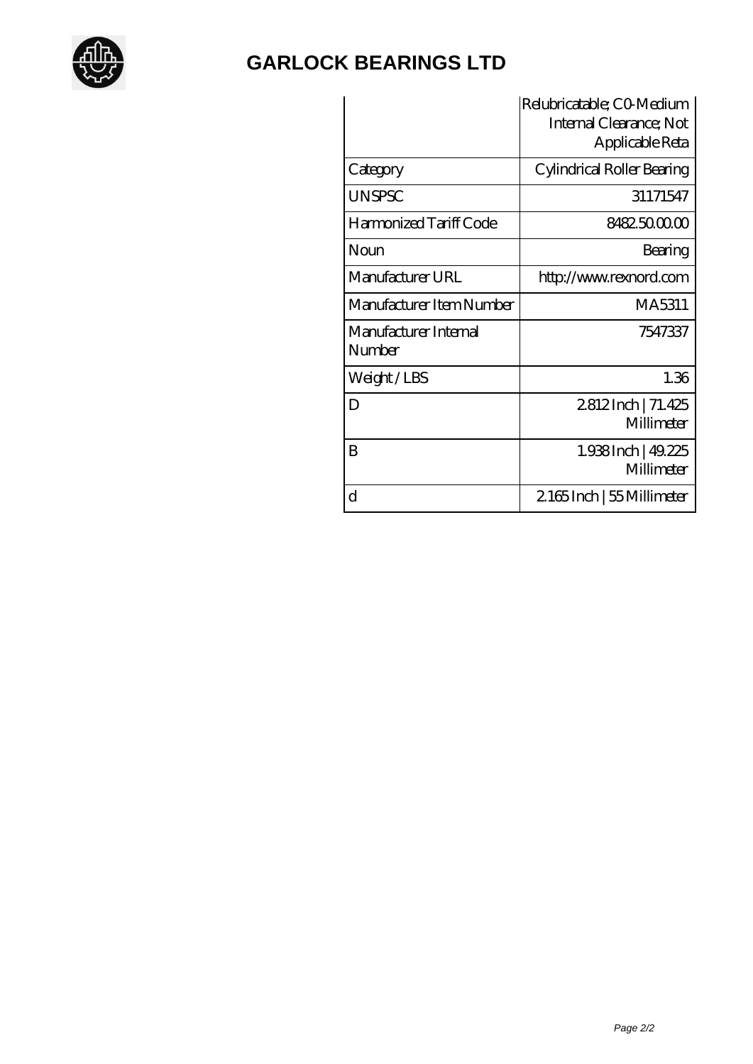| | |
|---|---|
| | Relubricatable; C0-Medium Internal Clearance; Not Applicable Reta |
| Category | Cylindrical Roller Bearing |
| UNSPSC | 31171547 |
| Harmonized Tariff Code | 8482.50.00.00 |
| Noun | Bearing |
| Manufacturer URL | http://www.rexnord.com |
| Manufacturer Item Number | MA5311 |
| Manufacturer Internal Number | 7547337 |
| Weight / LBS | 1.36 |
| D | 2.812 Inch \| 71.425 Millimeter |
| B | 1.938 Inch \| 49.225 Millimeter |
| d | 2.165 Inch \| 55 Millimeter |